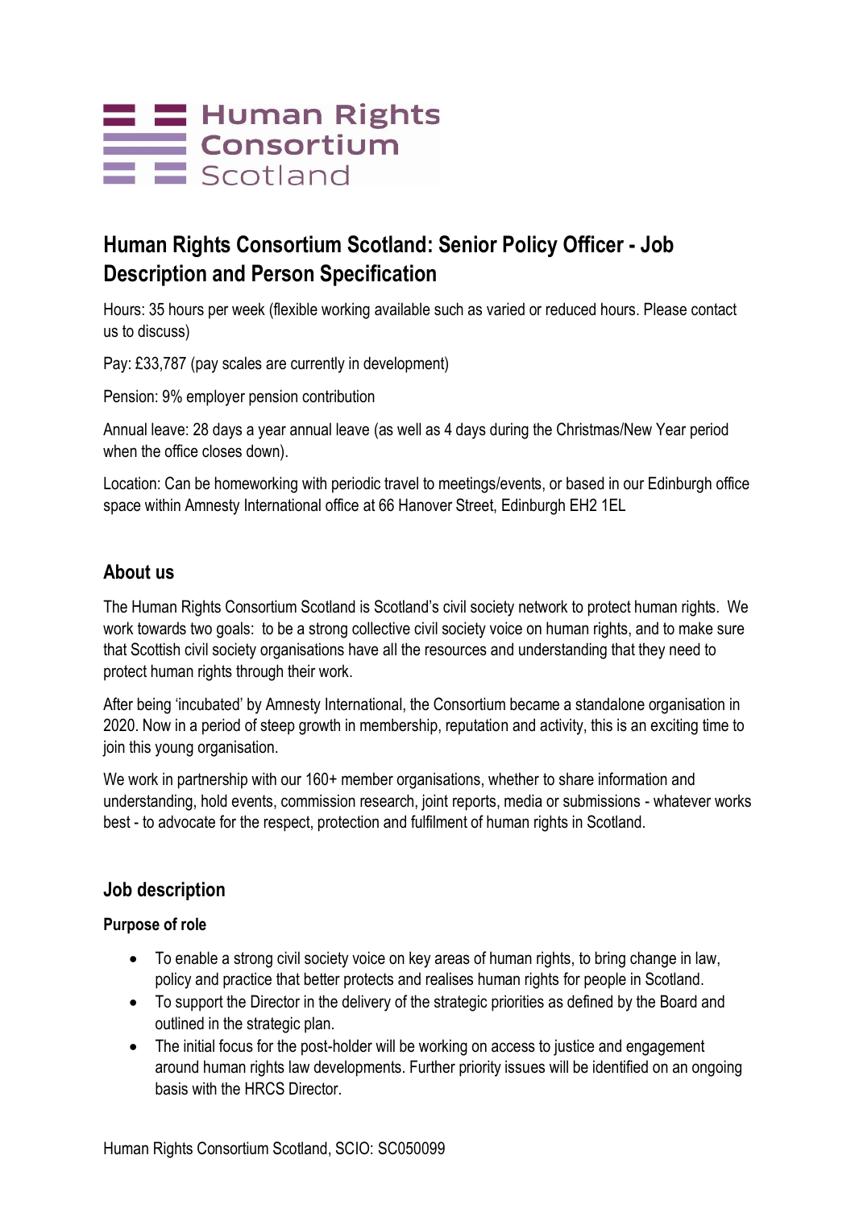Human Rights Consortium Scotland

# Human Rights Consortium Scotland: Senior Policy Officer - Job Description and Person Specification

Hours: 35 hours per week (flexible working available such as varied or reduced hours. Please contact us to discuss)

Pay: £33,787 (pay scales are currently in development)

Pension: 9% employer pension contribution

Annual leave: 28 days a year annual leave (as well as 4 days during the Christmas/New Year period when the office closes down).

Location: Can be homeworking with periodic travel to meetings/events, or based in our Edinburgh office space within Amnesty International office at 66 Hanover Street, Edinburgh EH2 1EL

## About us

The Human Rights Consortium Scotland is Scotland's civil society network to protect human rights. We work towards two goals: to be a strong collective civil society voice on human rights, and to make sure that Scottish civil society organisations have all the resources and understanding that they need to protect human rights through their work.

After being 'incubated' by Amnesty International, the Consortium became a standalone organisation in 2020. Now in a period of steep growth in membership, reputation and activity, this is an exciting time to join this young organisation.

We work in partnership with our 160+ member organisations, whether to share information and understanding, hold events, commission research, joint reports, media or submissions - whatever works best - to advocate for the respect, protection and fulfilment of human rights in Scotland.

## Job description

### Purpose of role

- To enable a strong civil society voice on key areas of human rights, to bring change in law, policy and practice that better protects and realises human rights for people in Scotland.
- To support the Director in the delivery of the strategic priorities as defined by the Board and outlined in the strategic plan.
- The initial focus for the post-holder will be working on access to justice and engagement around human rights law developments. Further priority issues will be identified on an ongoing basis with the HRCS Director.

Human Rights Consortium Scotland, SCIO: SC050099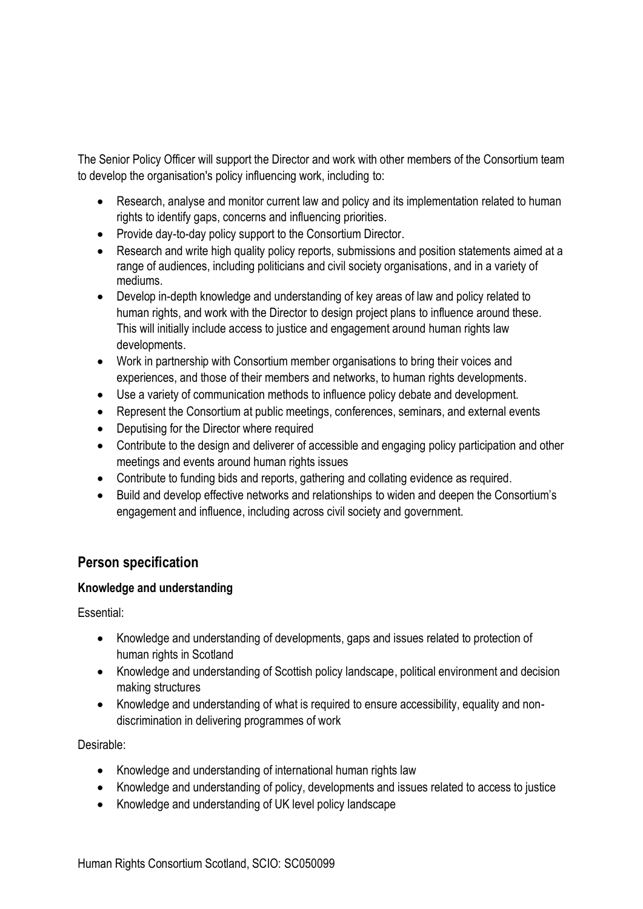The Senior Policy Officer will support the Director and work with other members of the Consortium team to develop the organisation's policy influencing work, including to:

- Research, analyse and monitor current law and policy and its implementation related to human rights to identify gaps, concerns and influencing priorities.
- Provide day-to-day policy support to the Consortium Director.
- Research and write high quality policy reports, submissions and position statements aimed at a range of audiences, including politicians and civil society organisations, and in a variety of mediums.
- Develop in-depth knowledge and understanding of key areas of law and policy related to human rights, and work with the Director to design project plans to influence around these. This will initially include access to justice and engagement around human rights law developments.
- Work in partnership with Consortium member organisations to bring their voices and experiences, and those of their members and networks, to human rights developments.
- Use a variety of communication methods to influence policy debate and development.
- Represent the Consortium at public meetings, conferences, seminars, and external events
- Deputising for the Director where required
- Contribute to the design and deliverer of accessible and engaging policy participation and other meetings and events around human rights issues
- Contribute to funding bids and reports, gathering and collating evidence as required.
- Build and develop effective networks and relationships to widen and deepen the Consortium's engagement and influence, including across civil society and government.

## Person specification

**Knowledge and understanding**

Essential:

- Knowledge and understanding of developments, gaps and issues related to protection of human rights in Scotland
- Knowledge and understanding of Scottish policy landscape, political environment and decision making structures
- Knowledge and understanding of what is required to ensure accessibility, equality and non-discrimination in delivering programmes of work

Desirable:

- Knowledge and understanding of international human rights law
- Knowledge and understanding of policy, developments and issues related to access to justice
- Knowledge and understanding of UK level policy landscape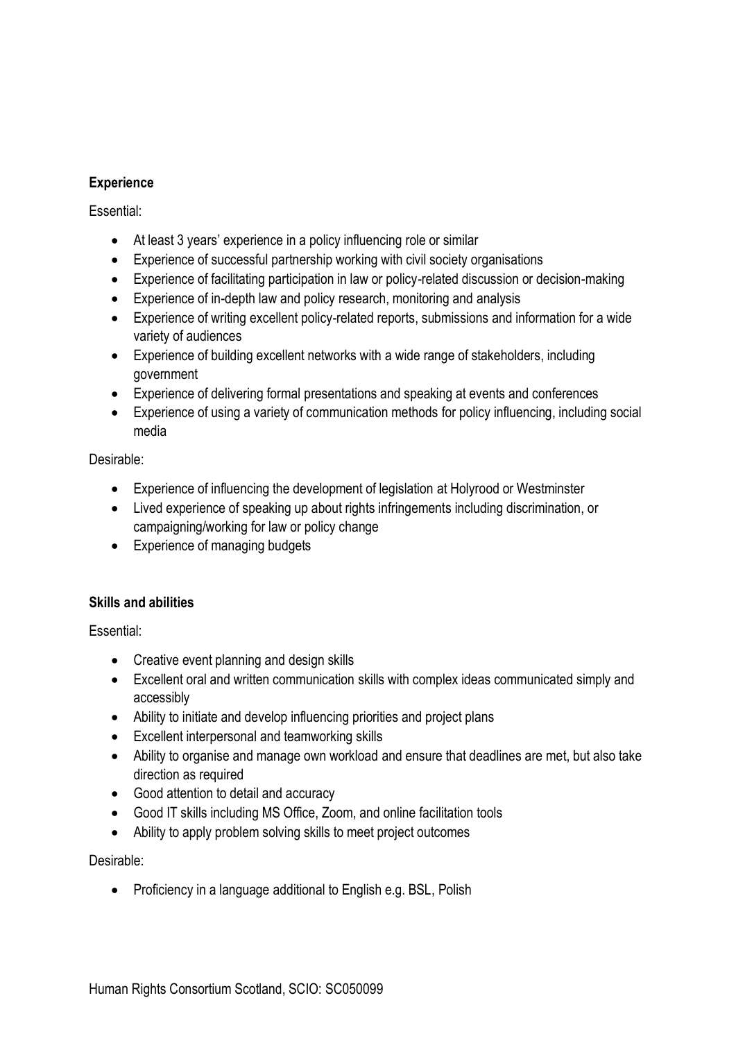**Experience**

Essential:

- At least 3 years' experience in a policy influencing role or similar
- Experience of successful partnership working with civil society organisations
- Experience of facilitating participation in law or policy-related discussion or decision-making
- Experience of in-depth law and policy research, monitoring and analysis
- Experience of writing excellent policy-related reports, submissions and information for a wide variety of audiences
- Experience of building excellent networks with a wide range of stakeholders, including government
- Experience of delivering formal presentations and speaking at events and conferences
- Experience of using a variety of communication methods for policy influencing, including social media

Desirable:

- Experience of influencing the development of legislation at Holyrood or Westminster
- Lived experience of speaking up about rights infringements including discrimination, or campaigning/working for law or policy change
- Experience of managing budgets

**Skills and abilities**

Essential:

- Creative event planning and design skills
- Excellent oral and written communication skills with complex ideas communicated simply and accessibly
- Ability to initiate and develop influencing priorities and project plans
- Excellent interpersonal and teamworking skills
- Ability to organise and manage own workload and ensure that deadlines are met, but also take direction as required
- Good attention to detail and accuracy
- Good IT skills including MS Office, Zoom, and online facilitation tools
- Ability to apply problem solving skills to meet project outcomes

Desirable:

- Proficiency in a language additional to English e.g. BSL, Polish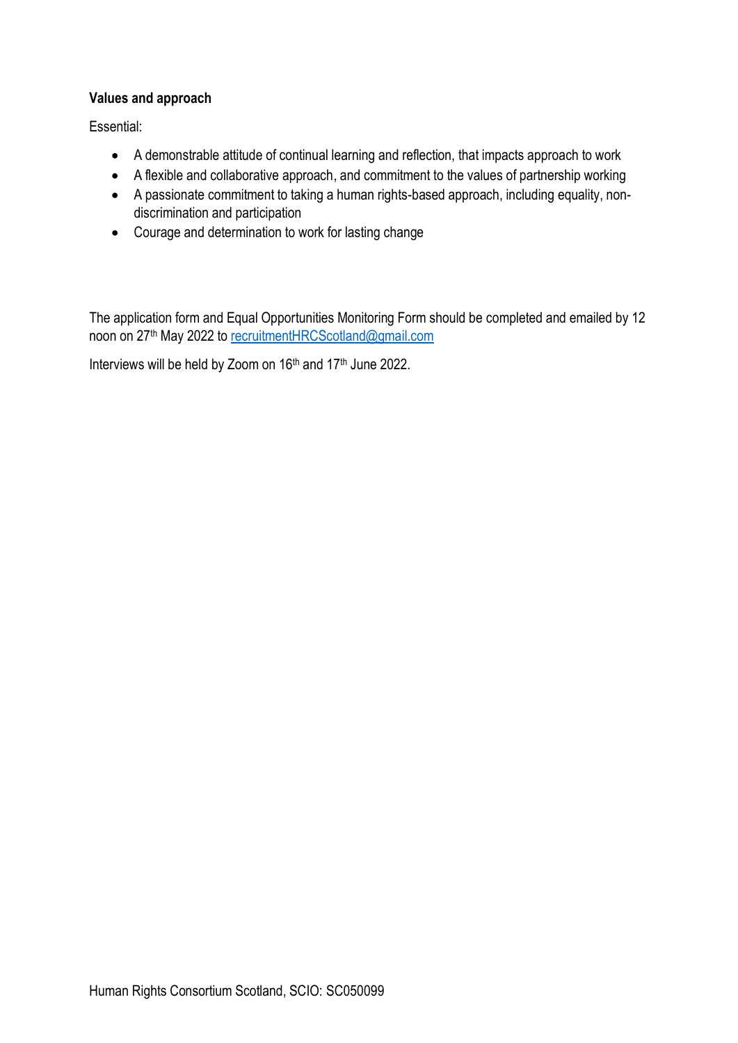**Values and approach**

Essential:

- A demonstrable attitude of continual learning and reflection, that impacts approach to work
- A flexible and collaborative approach, and commitment to the values of partnership working
- A passionate commitment to taking a human rights-based approach, including equality, non-discrimination and participation
- Courage and determination to work for lasting change

The application form and Equal Opportunities Monitoring Form should be completed and emailed by 12 noon on 27th May 2022 to recruitmentHRCScotland@gmail.com

Interviews will be held by Zoom on 16th and 17th June 2022.

Human Rights Consortium Scotland, SCIO: SC050099